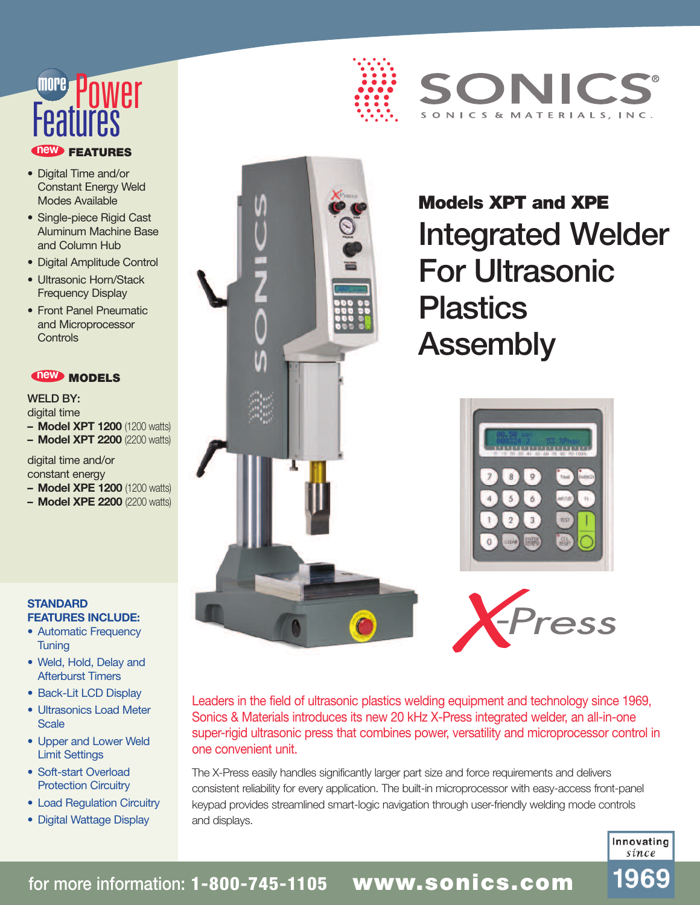# more Power Features

**new FEATURES**

- Digital Time and/or Constant Energy Weld Modes Available
- Single-piece Rigid Cast Aluminum Machine Base and Column Hub
- Digital Amplitude Control
- Ultrasonic Horn/Stack Frequency Display
- Front Panel Pneumatic and Microprocessor Controls

**new MODELS**

WELD BY:

digital time

- **Model XPT 1200** (1200 watts)
- **Model XPT 2200** (2200 watts)

digital time and/or constant energy

- **Model XPE 1200** (1200 watts)
- **Model XPE 2200** (2200 watts)

**STANDARD FEATURES INCLUDE:**

- Automatic Frequency Tuning
- Weld, Hold, Delay and Afterburst Timers
- Back-Lit LCD Display
- Ultrasonics Load Meter Scale
- Upper and Lower Weld Limit Settings
- Soft-start Overload Protection Circuitry
- Load Regulation Circuitry
- Digital Wattage Display

SONICS®

SONICS & MATERIALS, INC.

## Models XPT and XPE

# Integrated Welder For Ultrasonic Plastics Assembly

X-Press

Leaders in the field of ultrasonic plastics welding equipment and technology since 1969, Sonics & Materials introduces its new 20 kHz X-Press integrated welder, an all-in-one super-rigid ultrasonic press that combines power, versatility and microprocessor control in one convenient unit.

The X-Press easily handles significantly larger part size and force requirements and delivers consistent reliability for every application. The built-in microprocessor with easy-access front-panel keypad provides streamlined smart-logic navigation through user-friendly welding mode controls and displays.

Innovating since 1969

for more information: **1-800-745-1105** **www.sonics.com**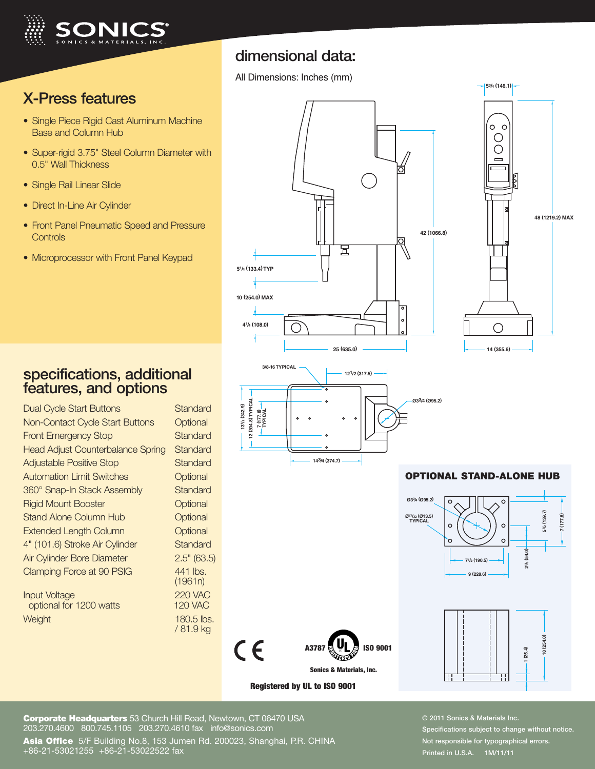# X-Press features

- Single Piece Rigid Cast Aluminum Machine Base and Column Hub
- Super-rigid 3.75" Steel Column Diameter with 0.5" Wall Thickness
- Single Rail Linear Slide
- Direct In-Line Air Cylinder
- Front Panel Pneumatic Speed and Pressure Controls
- Microprocessor with Front Panel Keypad

## specifications, additional features, and options

| | |
|---|---|
| Dual Cycle Start Buttons | Standard |
| Non-Contact Cycle Start Buttons | Optional |
| Front Emergency Stop | Standard |
| Head Adjust Counterbalance Spring | Standard |
| Adjustable Positive Stop | Standard |
| Automation Limit Switches | Optional |
| 360° Snap-In Stack Assembly | Standard |
| Rigid Mount Booster | Optional |
| Stand Alone Column Hub | Optional |
| Extended Length Column | Optional |
| 4" (101.6) Stroke Air Cylinder | Standard |
| Air Cylinder Bore Diameter | 2.5" (63.5) |
| Clamping Force at 90 PSIG | 441 lbs. (1961n) |
| Input Voltage<br>optional for 1200 watts | 220 VAC<br>120 VAC |
| Weight | 180.5 lbs. / 81.9 kg |

## dimensional data:

All Dimensions: Inches (mm)

5¾ (146.1)
48 (1219.2) MAX
42 (1066.8)
5¼ (133.4) TYP
10 (254.0) MAX
4¼ (108.0)
25 (635.0)
14 (355.6)
3/8-16 TYPICAL
12½ (317.5)
Ø3¾ (Ø95.2)
13½ (342.9)
12 (304.8) TYPICAL
7 (177.8) TYPICAL
14¾ (374.7)

### OPTIONAL STAND-ALONE HUB

Ø3¾ (Ø95.2)
Ø17/32 (Ø13.5) TYPICAL
7½ (190.5)
9 (228.6)
2⅛ (54.0)
5½ (139.7)
7 (177.8)
1 (25.4)
10 (254.0)

A3787 ISO 9001

Sonics & Materials, Inc.

Registered by UL to ISO 9001

**Corporate Headquarters** 53 Church Hill Road, Newtown, CT 06470 USA
203.270.4600 800.745.1105 203.270.4610 fax info@sonics.com

**Asia Office** 5/F Building No.8, 153 Jumen Rd. 200023, Shanghai, P.R. CHINA
+86-21-53021255 +86-21-53022522 fax

© 2011 Sonics & Materials Inc.
Specifications subject to change without notice.
Not responsible for typographical errors.
Printed in U.S.A. 1M/11/11